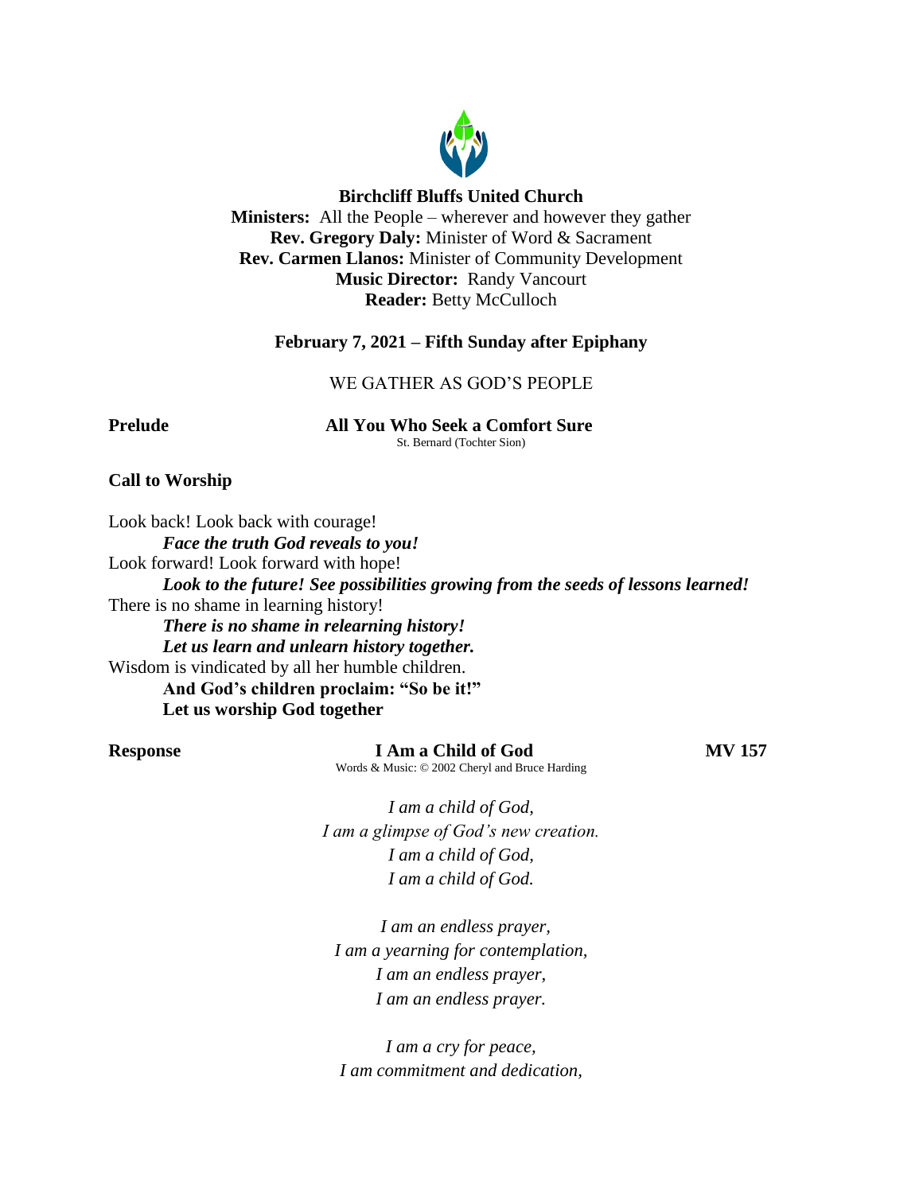**Birchcliff Bluffs United Church**
**Ministers:** All the People – wherever and however they gather
**Rev. Gregory Daly:** Minister of Word & Sacrament
**Rev. Carmen Llanos:** Minister of Community Development
**Music Director:** Randy Vancourt
**Reader:** Betty McCulloch

**February 7, 2021 – Fifth Sunday after Epiphany**

WE GATHER AS GOD'S PEOPLE

**Prelude** **All You Who Seek a Comfort Sure**
St. Bernard (Tochter Sion)

**Call to Worship**

Look back! Look back with courage!
***Face the truth God reveals to you!***
Look forward! Look forward with hope!
***Look to the future! See possibilities growing from the seeds of lessons learned!***
There is no shame in learning history!
***There is no shame in relearning history!***
***Let us learn and unlearn history together.***
Wisdom is vindicated by all her humble children.
**And God's children proclaim: "So be it!"**
**Let us worship God together**

**Response** **I Am a Child of God** **MV 157**
Words & Music: © 2002 Cheryl and Bruce Harding

*I am a child of God,*
*I am a glimpse of God's new creation.*
*I am a child of God,*
*I am a child of God.*

*I am an endless prayer,*
*I am a yearning for contemplation,*
*I am an endless prayer,*
*I am an endless prayer.*

*I am a cry for peace,*
*I am commitment and dedication,*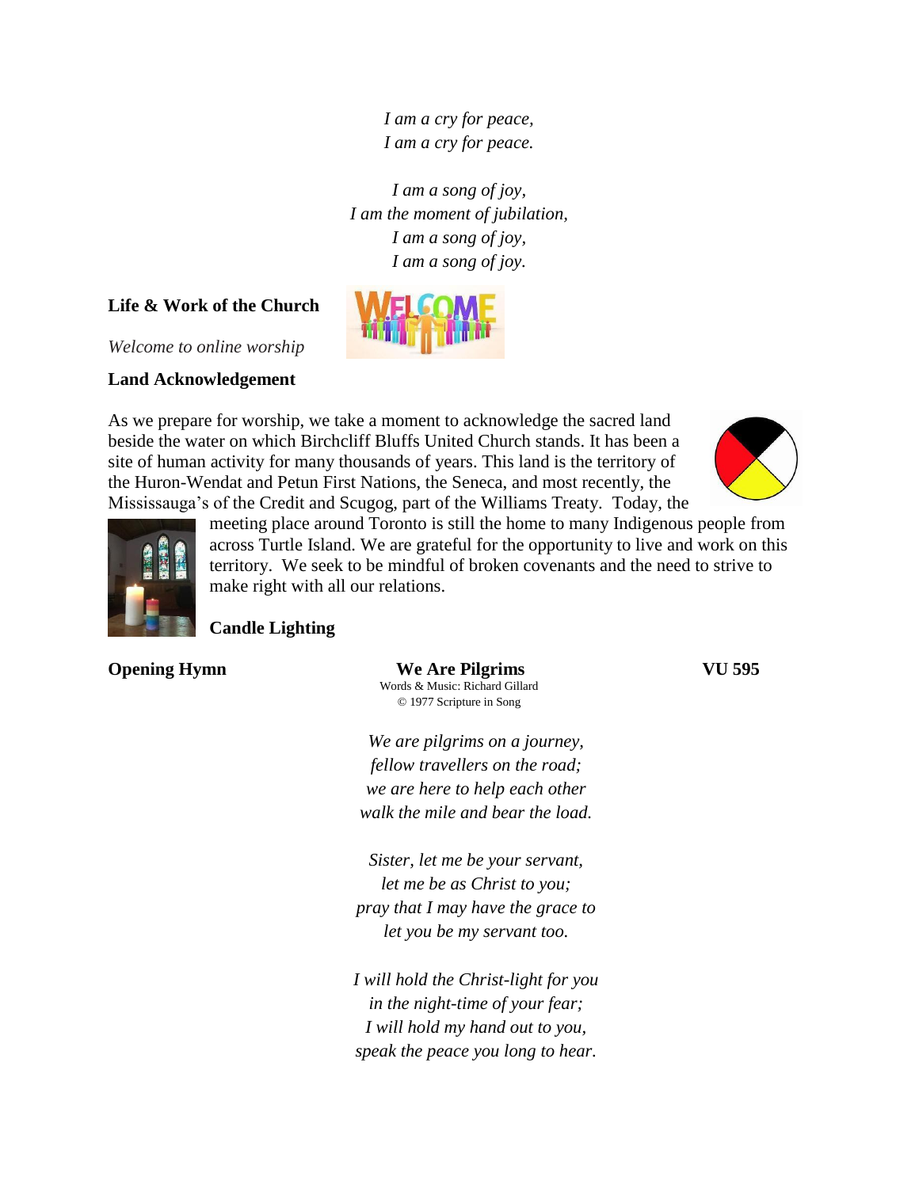*I am a cry for peace,*
*I am a cry for peace.*

*I am a song of joy,*
*I am the moment of jubilation,*
*I am a song of joy,*
*I am a song of joy.*

**Life & Work of the Church**

*Welcome to online worship*

**Land Acknowledgement**

As we prepare for worship, we take a moment to acknowledge the sacred land beside the water on which Birchcliff Bluffs United Church stands. It has been a site of human activity for many thousands of years. This land is the territory of the Huron-Wendat and Petun First Nations, the Seneca, and most recently, the Mississauga's of the Credit and Scugog, part of the Williams Treaty. Today, the meeting place around Toronto is still the home to many Indigenous people from across Turtle Island. We are grateful for the opportunity to live and work on this territory. We seek to be mindful of broken covenants and the need to strive to make right with all our relations.

**Candle Lighting**

**Opening Hymn** **We Are Pilgrims** **VU 595**

Words & Music: Richard Gillard
© 1977 Scripture in Song

*We are pilgrims on a journey,*
*fellow travellers on the road;*
*we are here to help each other*
*walk the mile and bear the load.*

*Sister, let me be your servant,*
*let me be as Christ to you;*
*pray that I may have the grace to*
*let you be my servant too.*

*I will hold the Christ-light for you*
*in the night-time of your fear;*
*I will hold my hand out to you,*
*speak the peace you long to hear.*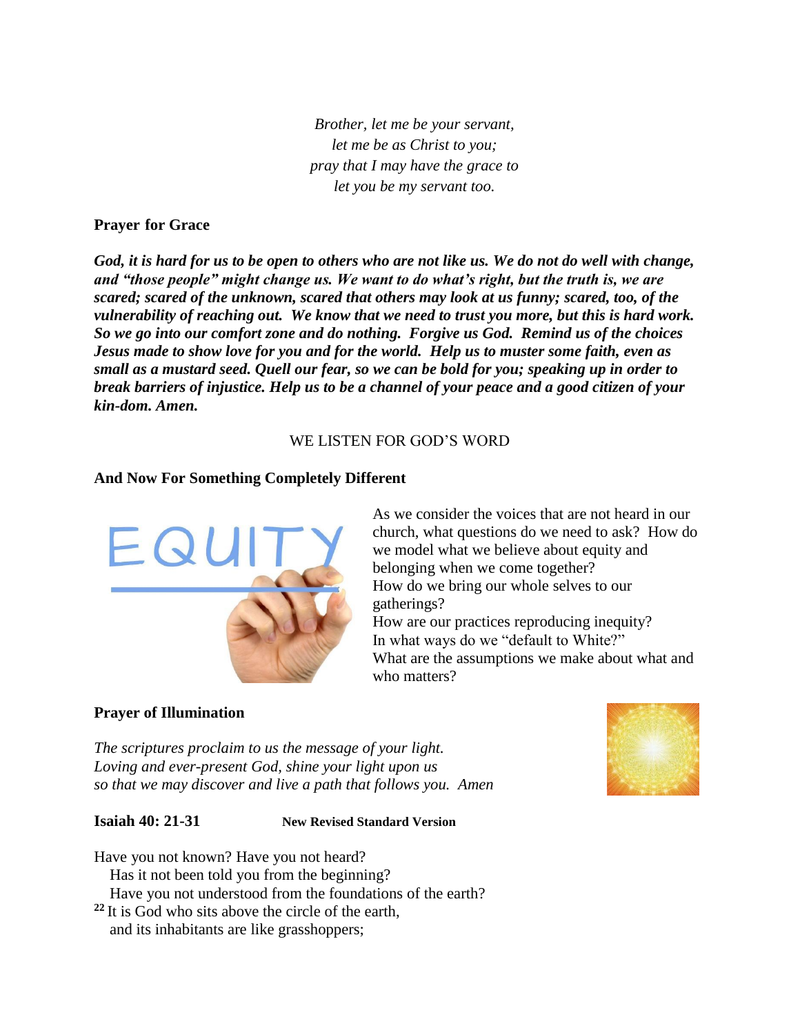*Brother, let me be your servant,*
*let me be as Christ to you;*
*pray that I may have the grace to*
*let you be my servant too.*

**Prayer for Grace**

***God, it is hard for us to be open to others who are not like us. We do not do well with change, and "those people" might change us. We want to do what's right, but the truth is, we are scared; scared of the unknown, scared that others may look at us funny; scared, too, of the vulnerability of reaching out. We know that we need to trust you more, but this is hard work. So we go into our comfort zone and do nothing. Forgive us God. Remind us of the choices Jesus made to show love for you and for the world. Help us to muster some faith, even as small as a mustard seed. Quell our fear, so we can be bold for you; speaking up in order to break barriers of injustice. Help us to be a channel of your peace and a good citizen of your kin-dom. Amen.***

WE LISTEN FOR GOD'S WORD

**And Now For Something Completely Different**

As we consider the voices that are not heard in our church, what questions do we need to ask? How do we model what we believe about equity and belonging when we come together?
How do we bring our whole selves to our gatherings?
How are our practices reproducing inequity?
In what ways do we "default to White?"
What are the assumptions we make about what and who matters?

**Prayer of Illumination**

*The scriptures proclaim to us the message of your light.*
*Loving and ever-present God, shine your light upon us*
*so that we may discover and live a path that follows you. Amen*

**Isaiah 40: 21-31** **New Revised Standard Version**

Have you not known? Have you not heard?
Has it not been told you from the beginning?
Have you not understood from the foundations of the earth?
**22** It is God who sits above the circle of the earth,
and its inhabitants are like grasshoppers;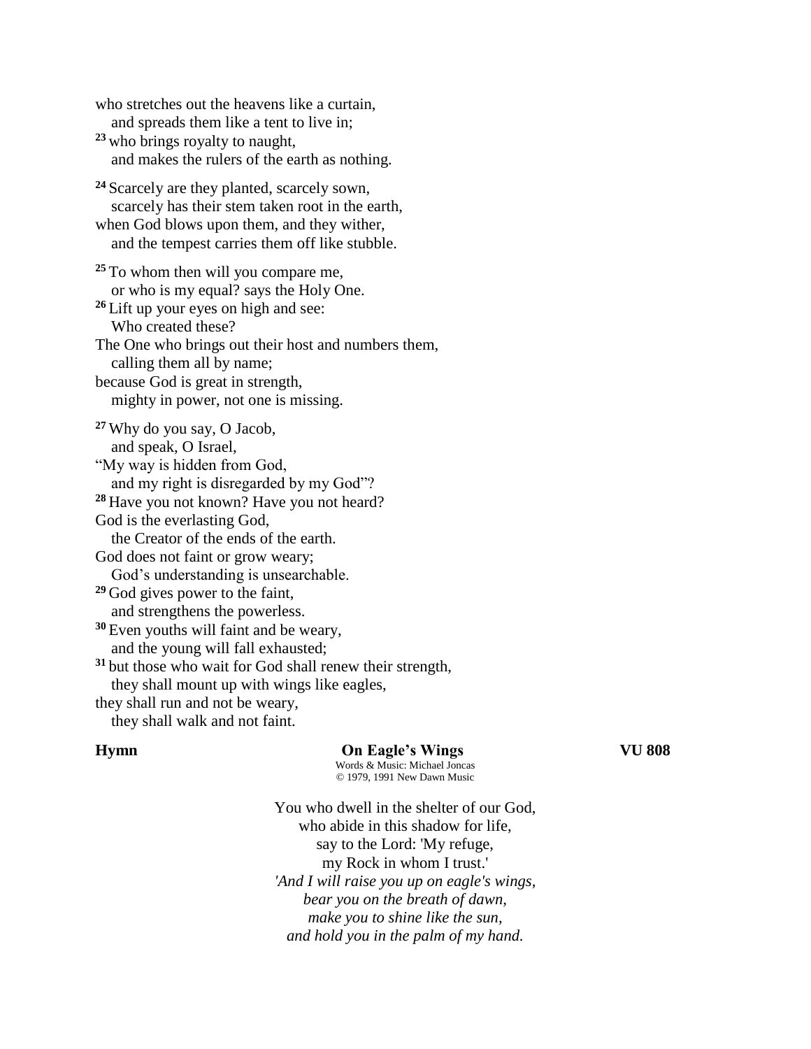who stretches out the heavens like a curtain,
  and spreads them like a tent to live in;
[23] who brings royalty to naught,
  and makes the rulers of the earth as nothing.

[24] Scarcely are they planted, scarcely sown,
  scarcely has their stem taken root in the earth,
when God blows upon them, and they wither,
  and the tempest carries them off like stubble.

[25] To whom then will you compare me,
  or who is my equal? says the Holy One.
[26] Lift up your eyes on high and see:
  Who created these?
The One who brings out their host and numbers them,
  calling them all by name;
because God is great in strength,
  mighty in power, not one is missing.

[27] Why do you say, O Jacob,
  and speak, O Israel,
"My way is hidden from God,
  and my right is disregarded by my God"?
[28] Have you not known? Have you not heard?
God is the everlasting God,
  the Creator of the ends of the earth.
God does not faint or grow weary;
  God's understanding is unsearchable.
[29] God gives power to the faint,
  and strengthens the powerless.
[30] Even youths will faint and be weary,
  and the young will fall exhausted;
[31] but those who wait for God shall renew their strength,
  they shall mount up with wings like eagles,
they shall run and not be weary,
  they shall walk and not faint.

**Hymn** **On Eagle's Wings** **VU 808**

Words & Music: Michael Joncas
© 1979, 1991 New Dawn Music

You who dwell in the shelter of our God,
who abide in this shadow for life,
say to the Lord: 'My refuge,
my Rock in whom I trust.'
*'And I will raise you up on eagle's wings,*
*bear you on the breath of dawn,*
*make you to shine like the sun,*
*and hold you in the palm of my hand.*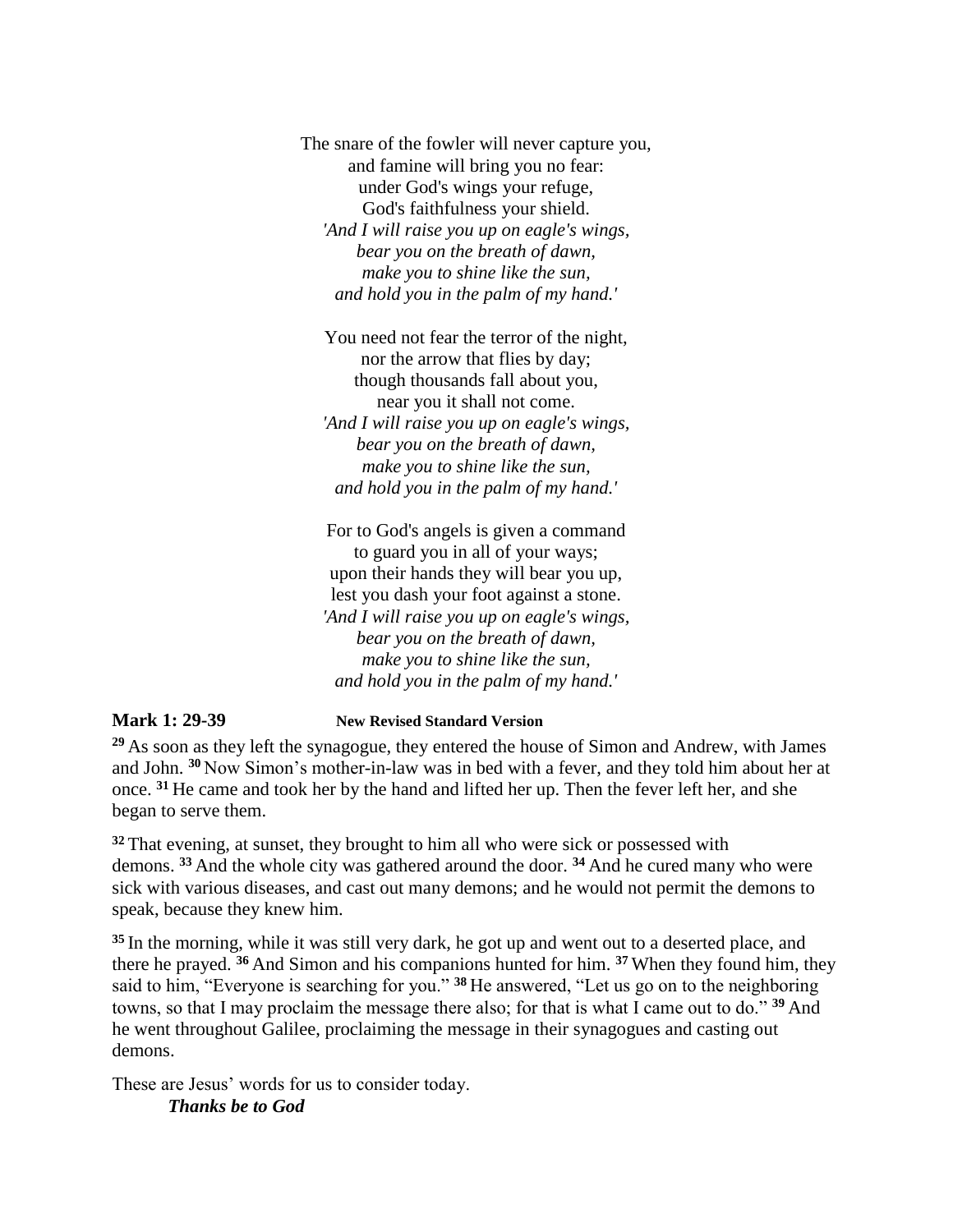The snare of the fowler will never capture you,  
and famine will bring you no fear:  
under God's wings your refuge,  
God's faithfulness your shield.  
*'And I will raise you up on eagle's wings,*  
*bear you on the breath of dawn,*  
*make you to shine like the sun,*  
*and hold you in the palm of my hand.'*

You need not fear the terror of the night,  
nor the arrow that flies by day;  
though thousands fall about you,  
near you it shall not come.  
*'And I will raise you up on eagle's wings,*  
*bear you on the breath of dawn,*  
*make you to shine like the sun,*  
*and hold you in the palm of my hand.'*

For to God's angels is given a command  
to guard you in all of your ways;  
upon their hands they will bear you up,  
lest you dash your foot against a stone.  
*'And I will raise you up on eagle's wings,*  
*bear you on the breath of dawn,*  
*make you to shine like the sun,*  
*and hold you in the palm of my hand.'*

**Mark 1: 29-39** **New Revised Standard Version**

**29** As soon as they left the synagogue, they entered the house of Simon and Andrew, with James and John. **30** Now Simon's mother-in-law was in bed with a fever, and they told him about her at once. **31** He came and took her by the hand and lifted her up. Then the fever left her, and she began to serve them.

**32** That evening, at sunset, they brought to him all who were sick or possessed with demons. **33** And the whole city was gathered around the door. **34** And he cured many who were sick with various diseases, and cast out many demons; and he would not permit the demons to speak, because they knew him.

**35** In the morning, while it was still very dark, he got up and went out to a deserted place, and there he prayed. **36** And Simon and his companions hunted for him. **37** When they found him, they said to him, "Everyone is searching for you." **38** He answered, "Let us go on to the neighboring towns, so that I may proclaim the message there also; for that is what I came out to do." **39** And he went throughout Galilee, proclaiming the message in their synagogues and casting out demons.

These are Jesus' words for us to consider today.

***Thanks be to God***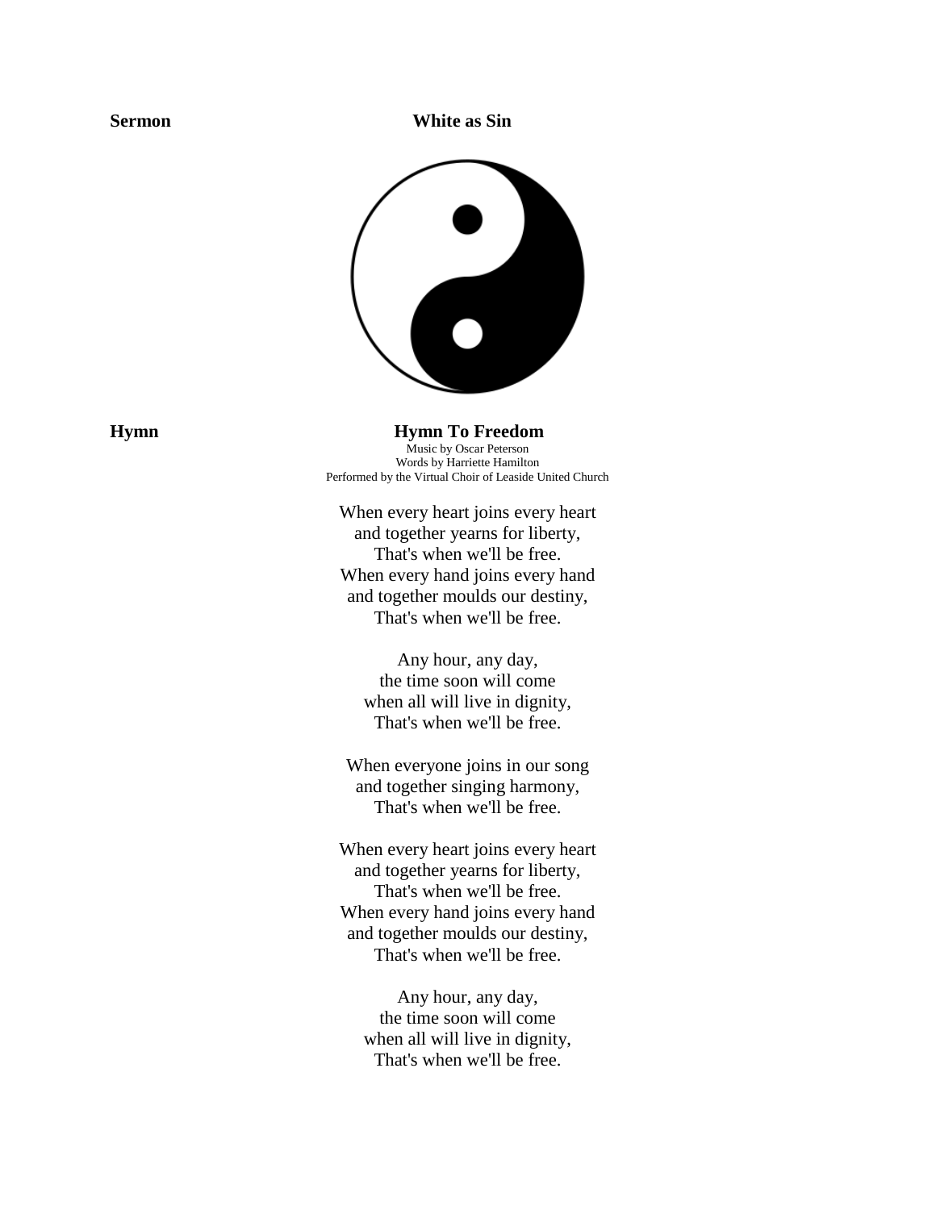**Sermon** **White as Sin**

**Hymn** **Hymn To Freedom**

Music by Oscar Peterson
Words by Harriette Hamilton
Performed by the Virtual Choir of Leaside United Church

When every heart joins every heart
and together yearns for liberty,
That's when we'll be free.
When every hand joins every hand
and together moulds our destiny,
That's when we'll be free.

Any hour, any day,
the time soon will come
when all will live in dignity,
That's when we'll be free.

When everyone joins in our song
and together singing harmony,
That's when we'll be free.

When every heart joins every heart
and together yearns for liberty,
That's when we'll be free.
When every hand joins every hand
and together moulds our destiny,
That's when we'll be free.

Any hour, any day,
the time soon will come
when all will live in dignity,
That's when we'll be free.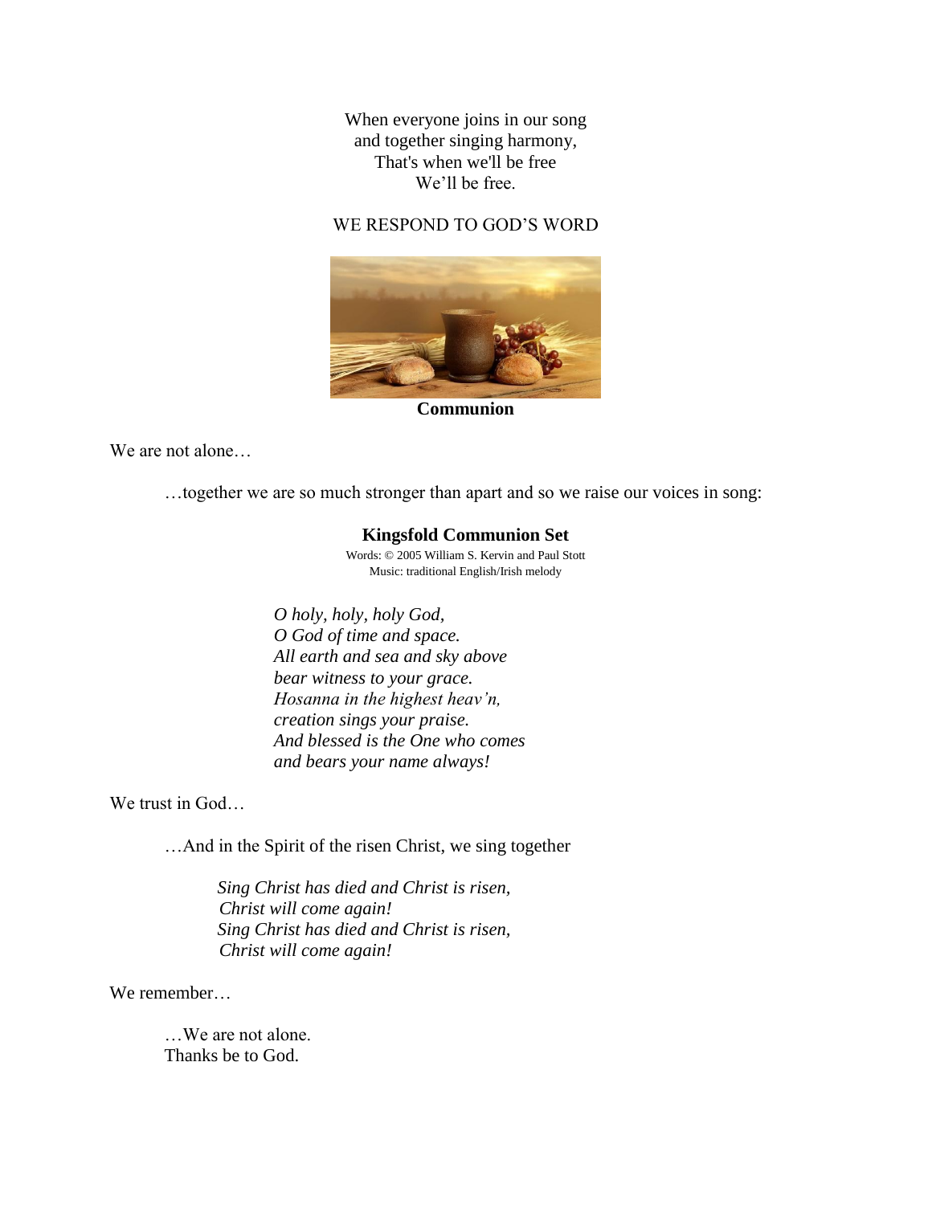When everyone joins in our song
and together singing harmony,
That's when we'll be free
We'll be free.

WE RESPOND TO GOD'S WORD

**Communion**

We are not alone…

…together we are so much stronger than apart and so we raise our voices in song:

**Kingsfold Communion Set**

Words: © 2005 William S. Kervin and Paul Stott
Music: traditional English/Irish melody

*O holy, holy, holy God,*
*O God of time and space.*
*All earth and sea and sky above*
*bear witness to your grace.*
*Hosanna in the highest heav'n,*
*creation sings your praise.*
*And blessed is the One who comes*
*and bears your name always!*

We trust in God…

…And in the Spirit of the risen Christ, we sing together

*Sing Christ has died and Christ is risen,*
*Christ will come again!*
*Sing Christ has died and Christ is risen,*
*Christ will come again!*

We remember…

…We are not alone.
Thanks be to God.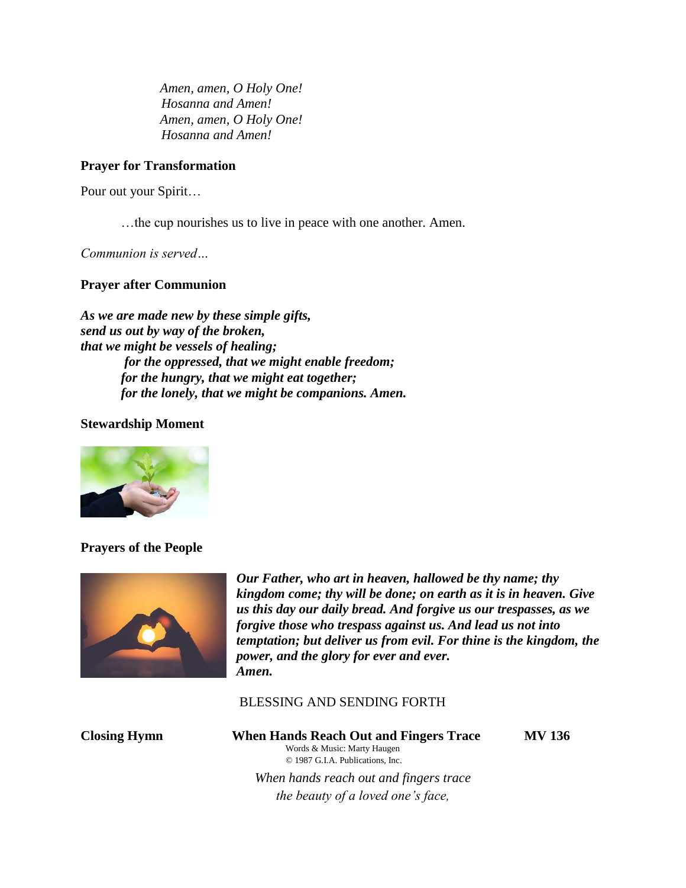*Amen, amen, O Holy One!*
*Hosanna and Amen!*
*Amen, amen, O Holy One!*
*Hosanna and Amen!*

**Prayer for Transformation**

Pour out your Spirit…

…the cup nourishes us to live in peace with one another. Amen.

*Communion is served…*

**Prayer after Communion**

***As we are made new by these simple gifts,***
***send us out by way of the broken,***
***that we might be vessels of healing;***
***for the oppressed, that we might enable freedom;***
***for the hungry, that we might eat together;***
***for the lonely, that we might be companions. Amen.***

**Stewardship Moment**

**Prayers of the People**

***Our Father, who art in heaven, hallowed be thy name; thy kingdom come; thy will be done; on earth as it is in heaven. Give us this day our daily bread. And forgive us our trespasses, as we forgive those who trespass against us. And lead us not into temptation; but deliver us from evil. For thine is the kingdom, the power, and the glory for ever and ever.***
***Amen.***

BLESSING AND SENDING FORTH

**Closing Hymn** **When Hands Reach Out and Fingers Trace** **MV 136**

Words & Music: Marty Haugen
© 1987 G.I.A. Publications, Inc.

*When hands reach out and fingers trace*
*the beauty of a loved one's face,*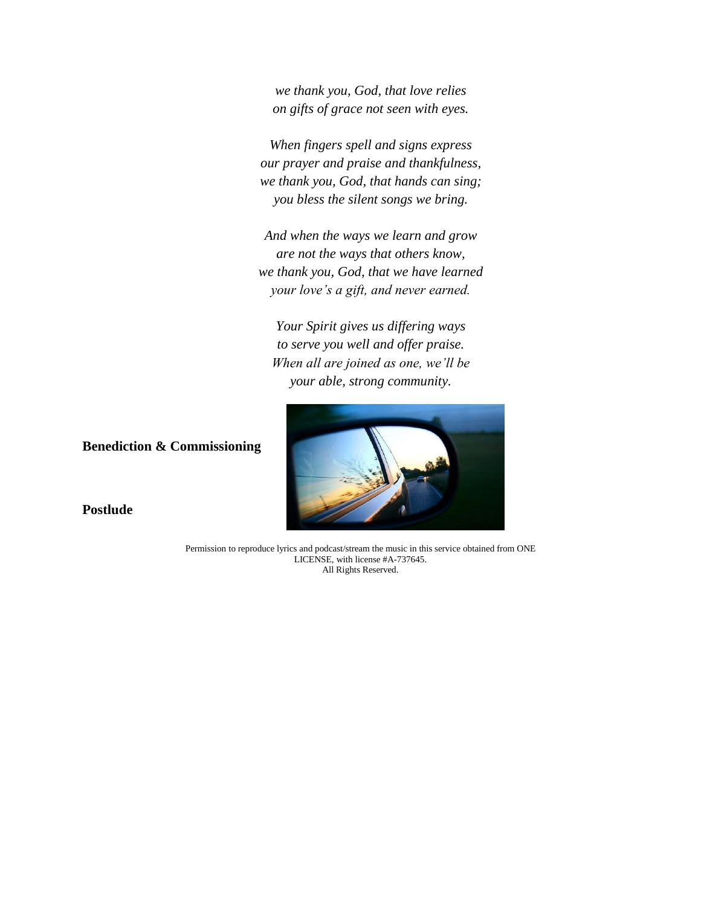*we thank you, God, that love relies*
*on gifts of grace not seen with eyes.*

*When fingers spell and signs express*
*our prayer and praise and thankfulness,*
*we thank you, God, that hands can sing;*
*you bless the silent songs we bring.*

*And when the ways we learn and grow*
*are not the ways that others know,*
*we thank you, God, that we have learned*
*your love's a gift, and never earned.*

*Your Spirit gives us differing ways*
*to serve you well and offer praise.*
*When all are joined as one, we'll be*
*your able, strong community.*

**Benediction & Commissioning**

**Postlude**

Permission to reproduce lyrics and podcast/stream the music in this service obtained from ONE LICENSE, with license #A-737645.
All Rights Reserved.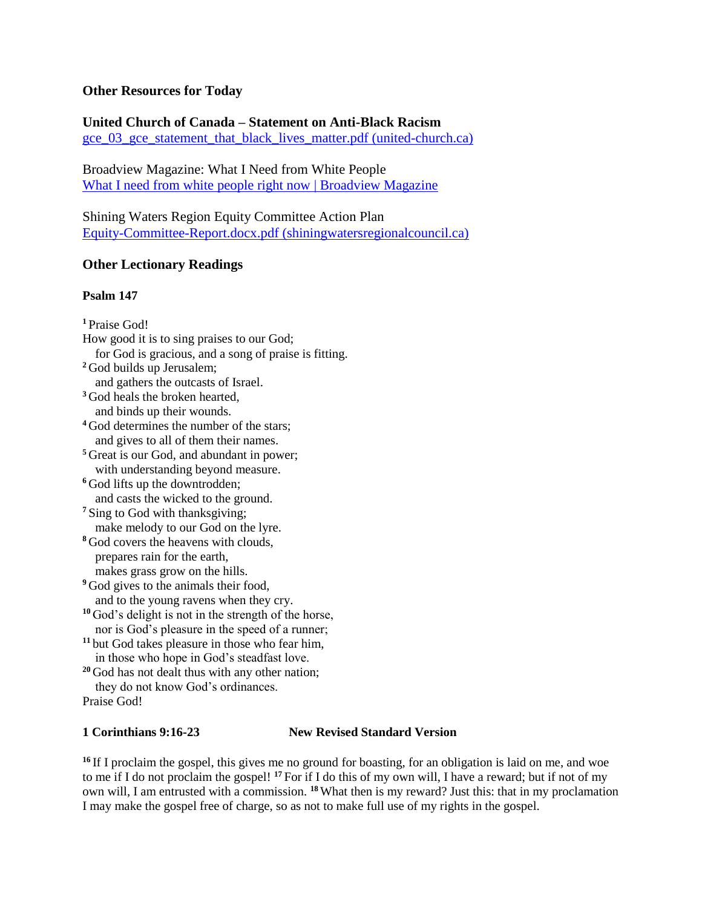**Other Resources for Today**

**United Church of Canada – Statement on Anti-Black Racism**
[gce_03_gce_statement_that_black_lives_matter.pdf (united-church.ca)]

Broadview Magazine: What I Need from White People
[What I need from white people right now | Broadview Magazine]

Shining Waters Region Equity Committee Action Plan
[Equity-Committee-Report.docx.pdf (shiningwatersregionalcouncil.ca)]

**Other Lectionary Readings**

**Psalm 147**

[1] Praise God!
How good it is to sing praises to our God;
  for God is gracious, and a song of praise is fitting.
[2] God builds up Jerusalem;
  and gathers the outcasts of Israel.
[3] God heals the broken hearted,
  and binds up their wounds.
[4] God determines the number of the stars;
  and gives to all of them their names.
[5] Great is our God, and abundant in power;
  with understanding beyond measure.
[6] God lifts up the downtrodden;
  and casts the wicked to the ground.
[7] Sing to God with thanksgiving;
  make melody to our God on the lyre.
[8] God covers the heavens with clouds,
  prepares rain for the earth,
  makes grass grow on the hills.
[9] God gives to the animals their food,
  and to the young ravens when they cry.
[10] God's delight is not in the strength of the horse,
  nor is God's pleasure in the speed of a runner;
[11] but God takes pleasure in those who fear him,
  in those who hope in God's steadfast love.
[20] God has not dealt thus with any other nation;
  they do not know God's ordinances.
Praise God!

**1 Corinthians 9:16-23** **New Revised Standard Version**

[16] If I proclaim the gospel, this gives me no ground for boasting, for an obligation is laid on me, and woe to me if I do not proclaim the gospel! [17] For if I do this of my own will, I have a reward; but if not of my own will, I am entrusted with a commission. [18] What then is my reward? Just this: that in my proclamation I may make the gospel free of charge, so as not to make full use of my rights in the gospel.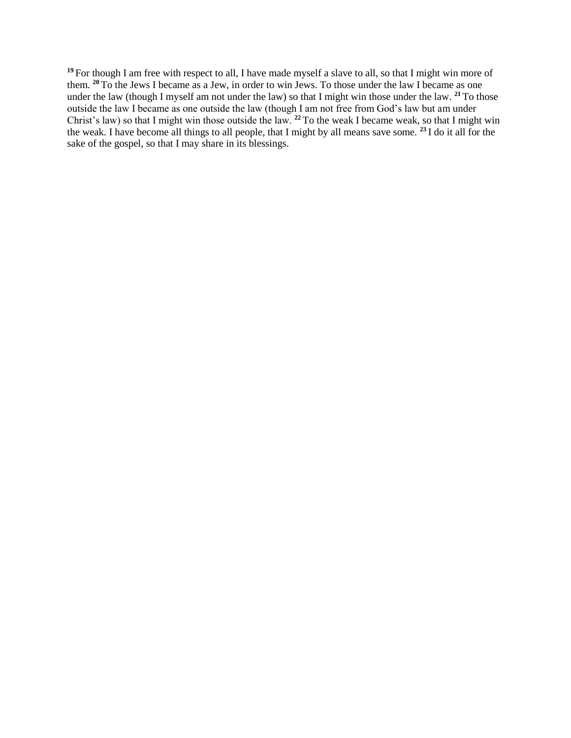[19] For though I am free with respect to all, I have made myself a slave to all, so that I might win more of them. [20] To the Jews I became as a Jew, in order to win Jews. To those under the law I became as one under the law (though I myself am not under the law) so that I might win those under the law. [21] To those outside the law I became as one outside the law (though I am not free from God's law but am under Christ's law) so that I might win those outside the law. [22] To the weak I became weak, so that I might win the weak. I have become all things to all people, that I might by all means save some. [23] I do it all for the sake of the gospel, so that I may share in its blessings.